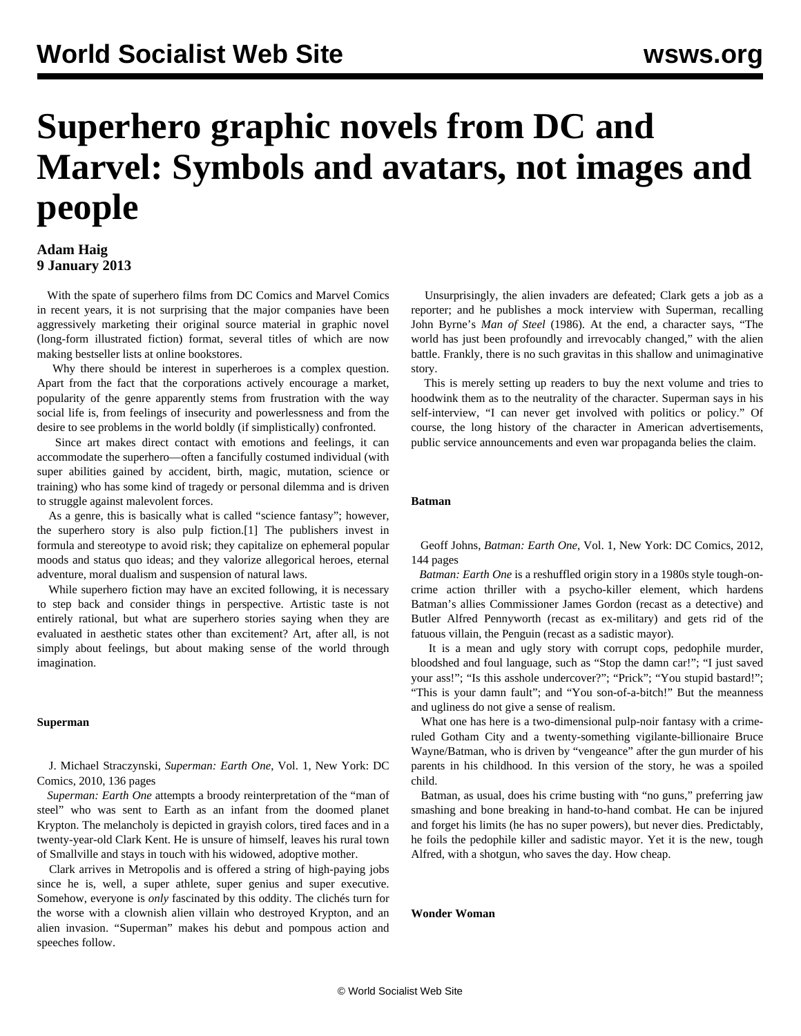# Superhero graphic novels from DC and Marvel: Symbols and avatars, not images and people

**Adam Haig**
**9 January 2013**

With the spate of superhero films from DC Comics and Marvel Comics in recent years, it is not surprising that the major companies have been aggressively marketing their original source material in graphic novel (long-form illustrated fiction) format, several titles of which are now making bestseller lists at online bookstores.

Why there should be interest in superheroes is a complex question. Apart from the fact that the corporations actively encourage a market, popularity of the genre apparently stems from frustration with the way social life is, from feelings of insecurity and powerlessness and from the desire to see problems in the world boldly (if simplistically) confronted.

Since art makes direct contact with emotions and feelings, it can accommodate the superhero—often a fancifully costumed individual (with super abilities gained by accident, birth, magic, mutation, science or training) who has some kind of tragedy or personal dilemma and is driven to struggle against malevolent forces.

As a genre, this is basically what is called "science fantasy"; however, the superhero story is also pulp fiction.[1] The publishers invest in formula and stereotype to avoid risk; they capitalize on ephemeral popular moods and status quo ideas; and they valorize allegorical heroes, eternal adventure, moral dualism and suspension of natural laws.

While superhero fiction may have an excited following, it is necessary to step back and consider things in perspective. Artistic taste is not entirely rational, but what are superhero stories saying when they are evaluated in aesthetic states other than excitement? Art, after all, is not simply about feelings, but about making sense of the world through imagination.

**Superman**

J. Michael Straczynski, *Superman: Earth One*, Vol. 1, New York: DC Comics, 2010, 136 pages

*Superman: Earth One* attempts a broody reinterpretation of the "man of steel" who was sent to Earth as an infant from the doomed planet Krypton. The melancholy is depicted in grayish colors, tired faces and in a twenty-year-old Clark Kent. He is unsure of himself, leaves his rural town of Smallville and stays in touch with his widowed, adoptive mother.

Clark arrives in Metropolis and is offered a string of high-paying jobs since he is, well, a super athlete, super genius and super executive. Somehow, everyone is *only* fascinated by this oddity. The clichés turn for the worse with a clownish alien villain who destroyed Krypton, and an alien invasion. "Superman" makes his debut and pompous action and speeches follow.

Unsurprisingly, the alien invaders are defeated; Clark gets a job as a reporter; and he publishes a mock interview with Superman, recalling John Byrne's *Man of Steel* (1986). At the end, a character says, "The world has just been profoundly and irrevocably changed," with the alien battle. Frankly, there is no such gravitas in this shallow and unimaginative story.

This is merely setting up readers to buy the next volume and tries to hoodwink them as to the neutrality of the character. Superman says in his self-interview, "I can never get involved with politics or policy." Of course, the long history of the character in American advertisements, public service announcements and even war propaganda belies the claim.

**Batman**

Geoff Johns, *Batman: Earth One*, Vol. 1, New York: DC Comics, 2012, 144 pages

*Batman: Earth One* is a reshuffled origin story in a 1980s style tough-on-crime action thriller with a psycho-killer element, which hardens Batman's allies Commissioner James Gordon (recast as a detective) and Butler Alfred Pennyworth (recast as ex-military) and gets rid of the fatuous villain, the Penguin (recast as a sadistic mayor).

It is a mean and ugly story with corrupt cops, pedophile murder, bloodshed and foul language, such as "Stop the damn car!"; "I just saved your ass!"; "Is this asshole undercover?"; "Prick"; "You stupid bastard!"; "This is your damn fault"; and "You son-of-a-bitch!" But the meanness and ugliness do not give a sense of realism.

What one has here is a two-dimensional pulp-noir fantasy with a crime-ruled Gotham City and a twenty-something vigilante-billionaire Bruce Wayne/Batman, who is driven by "vengeance" after the gun murder of his parents in his childhood. In this version of the story, he was a spoiled child.

Batman, as usual, does his crime busting with "no guns," preferring jaw smashing and bone breaking in hand-to-hand combat. He can be injured and forget his limits (he has no super powers), but never dies. Predictably, he foils the pedophile killer and sadistic mayor. Yet it is the new, tough Alfred, with a shotgun, who saves the day. How cheap.

**Wonder Woman**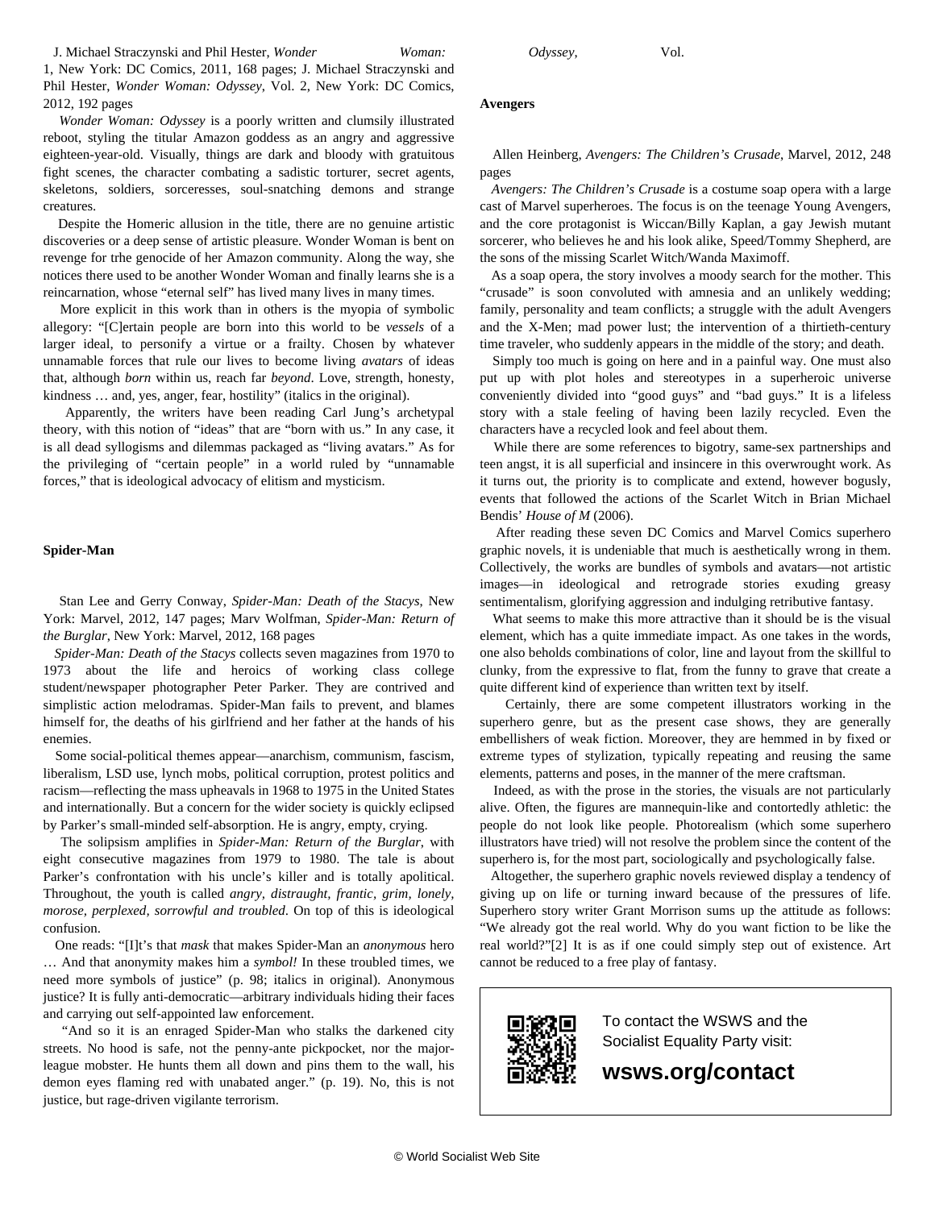J. Michael Straczynski and Phil Hester, *Wonder Woman: Odyssey*, Vol. 1, New York: DC Comics, 2011, 168 pages; J. Michael Straczynski and Phil Hester, *Wonder Woman: Odyssey*, Vol. 2, New York: DC Comics, 2012, 192 pages

*Wonder Woman: Odyssey* is a poorly written and clumsily illustrated reboot, styling the titular Amazon goddess as an angry and aggressive eighteen-year-old. Visually, things are dark and bloody with gratuitous fight scenes, the character combating a sadistic torturer, secret agents, skeletons, soldiers, sorceresses, soul-snatching demons and strange creatures.

Despite the Homeric allusion in the title, there are no genuine artistic discoveries or a deep sense of artistic pleasure. Wonder Woman is bent on revenge for trhe genocide of her Amazon community. Along the way, she notices there used to be another Wonder Woman and finally learns she is a reincarnation, whose "eternal self" has lived many lives in many times.

More explicit in this work than in others is the myopia of symbolic allegory: "[C]ertain people are born into this world to be *vessels* of a larger ideal, to personify a virtue or a frailty. Chosen by whatever unnamable forces that rule our lives to become living *avatars* of ideas that, although *born* within us, reach far *beyond*. Love, strength, honesty, kindness … and, yes, anger, fear, hostility" (italics in the original).

Apparently, the writers have been reading Carl Jung's archetypal theory, with this notion of "ideas" that are "born with us." In any case, it is all dead syllogisms and dilemmas packaged as "living avatars." As for the privileging of "certain people" in a world ruled by "unnamable forces," that is ideological advocacy of elitism and mysticism.

**Spider-Man**

Stan Lee and Gerry Conway, *Spider-Man: Death of the Stacys*, New York: Marvel, 2012, 147 pages; Marv Wolfman, *Spider-Man: Return of the Burglar*, New York: Marvel, 2012, 168 pages

*Spider-Man: Death of the Stacys* collects seven magazines from 1970 to 1973 about the life and heroics of working class college student/newspaper photographer Peter Parker. They are contrived and simplistic action melodramas. Spider-Man fails to prevent, and blames himself for, the deaths of his girlfriend and her father at the hands of his enemies.

Some social-political themes appear—anarchism, communism, fascism, liberalism, LSD use, lynch mobs, political corruption, protest politics and racism—reflecting the mass upheavals in 1968 to 1975 in the United States and internationally. But a concern for the wider society is quickly eclipsed by Parker's small-minded self-absorption. He is angry, empty, crying.

The solipsism amplifies in *Spider-Man: Return of the Burglar*, with eight consecutive magazines from 1979 to 1980. The tale is about Parker's confrontation with his uncle's killer and is totally apolitical. Throughout, the youth is called *angry, distraught, frantic, grim, lonely, morose, perplexed, sorrowful and troubled*. On top of this is ideological confusion.

One reads: "[I]t's that *mask* that makes Spider-Man an *anonymous* hero … And that anonymity makes him a *symbol!* In these troubled times, we need more symbols of justice" (p. 98; italics in original). Anonymous justice? It is fully anti-democratic—arbitrary individuals hiding their faces and carrying out self-appointed law enforcement.

"And so it is an enraged Spider-Man who stalks the darkened city streets. No hood is safe, not the penny-ante pickpocket, nor the major-league mobster. He hunts them all down and pins them to the wall, his demon eyes flaming red with unabated anger." (p. 19). No, this is not justice, but rage-driven vigilante terrorism.

**Avengers**

Allen Heinberg, *Avengers: The Children's Crusade*, Marvel, 2012, 248 pages

*Avengers: The Children's Crusade* is a costume soap opera with a large cast of Marvel superheroes. The focus is on the teenage Young Avengers, and the core protagonist is Wiccan/Billy Kaplan, a gay Jewish mutant sorcerer, who believes he and his look alike, Speed/Tommy Shepherd, are the sons of the missing Scarlet Witch/Wanda Maximoff.

As a soap opera, the story involves a moody search for the mother. This "crusade" is soon convoluted with amnesia and an unlikely wedding; family, personality and team conflicts; a struggle with the adult Avengers and the X-Men; mad power lust; the intervention of a thirtieth-century time traveler, who suddenly appears in the middle of the story; and death.

Simply too much is going on here and in a painful way. One must also put up with plot holes and stereotypes in a superheroic universe conveniently divided into "good guys" and "bad guys." It is a lifeless story with a stale feeling of having been lazily recycled. Even the characters have a recycled look and feel about them.

While there are some references to bigotry, same-sex partnerships and teen angst, it is all superficial and insincere in this overwrought work. As it turns out, the priority is to complicate and extend, however bogusly, events that followed the actions of the Scarlet Witch in Brian Michael Bendis' *House of M* (2006).

After reading these seven DC Comics and Marvel Comics superhero graphic novels, it is undeniable that much is aesthetically wrong in them. Collectively, the works are bundles of symbols and avatars—not artistic images—in ideological and retrograde stories exuding greasy sentimentalism, glorifying aggression and indulging retributive fantasy.

What seems to make this more attractive than it should be is the visual element, which has a quite immediate impact. As one takes in the words, one also beholds combinations of color, line and layout from the skillful to clunky, from the expressive to flat, from the funny to grave that create a quite different kind of experience than written text by itself.

Certainly, there are some competent illustrators working in the superhero genre, but as the present case shows, they are generally embellishers of weak fiction. Moreover, they are hemmed in by fixed or extreme types of stylization, typically repeating and reusing the same elements, patterns and poses, in the manner of the mere craftsman.

Indeed, as with the prose in the stories, the visuals are not particularly alive. Often, the figures are mannequin-like and contortedly athletic: the people do not look like people. Photorealism (which some superhero illustrators have tried) will not resolve the problem since the content of the superhero is, for the most part, sociologically and psychologically false.

Altogether, the superhero graphic novels reviewed display a tendency of giving up on life or turning inward because of the pressures of life. Superhero story writer Grant Morrison sums up the attitude as follows: "We already got the real world. Why do you want fiction to be like the real world?"[2] It is as if one could simply step out of existence. Art cannot be reduced to a free play of fantasy.

To contact the WSWS and the Socialist Equality Party visit:

**wsws.org/contact**